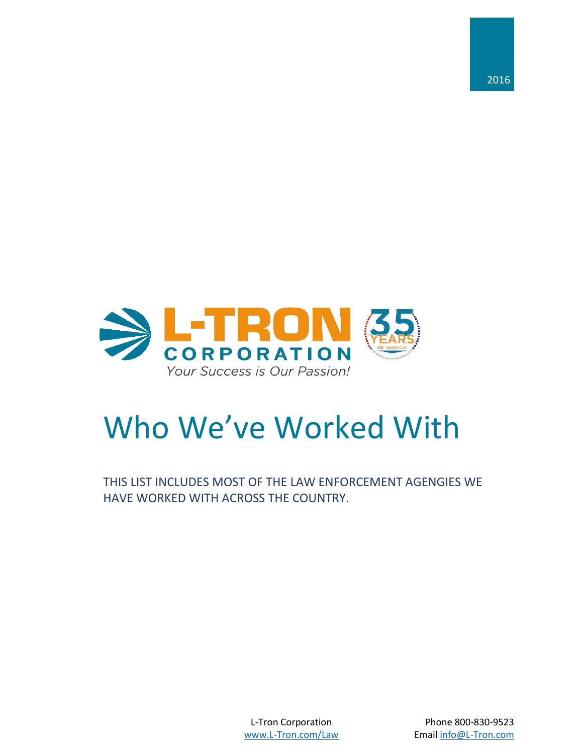2016

L-TRON CORPORATION

*Your Success is Our Passion!*

35 YEARS OF SERVICE

# Who We've Worked With

THIS LIST INCLUDES MOST OF THE LAW ENFORCEMENT AGENGIES WE HAVE WORKED WITH ACROSS THE COUNTRY.

L-Tron Corporation
www.L-Tron.com/Law

Phone 800-830-9523
Email info@L-Tron.com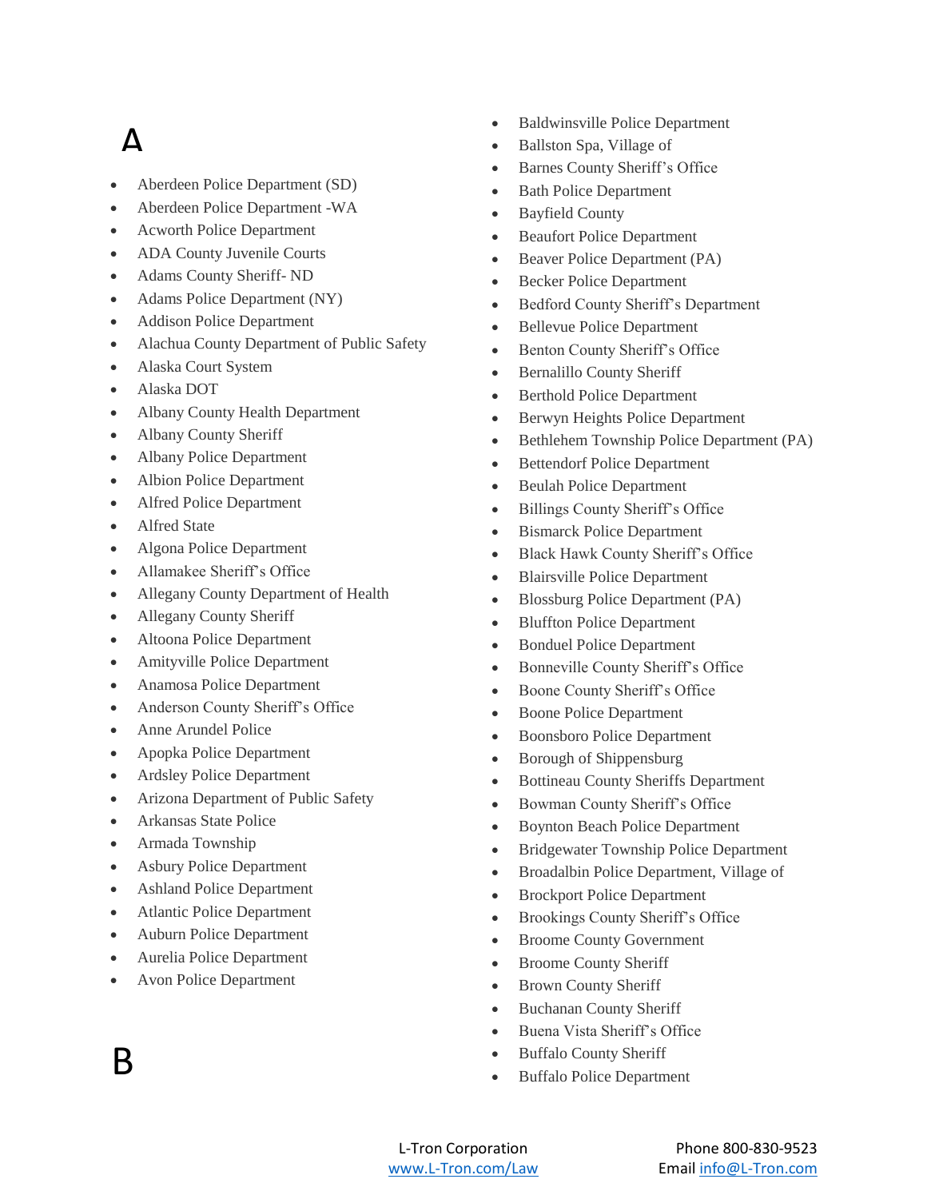# A

- Aberdeen Police Department (SD)
- Aberdeen Police Department -WA
- Acworth Police Department
- ADA County Juvenile Courts
- Adams County Sheriff- ND
- Adams Police Department (NY)
- Addison Police Department
- Alachua County Department of Public Safety
- Alaska Court System
- Alaska DOT
- Albany County Health Department
- Albany County Sheriff
- Albany Police Department
- Albion Police Department
- Alfred Police Department
- Alfred State
- Algona Police Department
- Allamakee Sheriff's Office
- Allegany County Department of Health
- Allegany County Sheriff
- Altoona Police Department
- Amityville Police Department
- Anamosa Police Department
- Anderson County Sheriff's Office
- Anne Arundel Police
- Apopka Police Department
- Ardsley Police Department
- Arizona Department of Public Safety
- Arkansas State Police
- Armada Township
- Asbury Police Department
- Ashland Police Department
- Atlantic Police Department
- Auburn Police Department
- Aurelia Police Department
- Avon Police Department

# B

- Baldwinsville Police Department
- Ballston Spa, Village of
- Barnes County Sheriff's Office
- Bath Police Department
- Bayfield County
- Beaufort Police Department
- Beaver Police Department (PA)
- Becker Police Department
- Bedford County Sheriff's Department
- Bellevue Police Department
- Benton County Sheriff's Office
- Bernalillo County Sheriff
- Berthold Police Department
- Berwyn Heights Police Department
- Bethlehem Township Police Department (PA)
- Bettendorf Police Department
- Beulah Police Department
- Billings County Sheriff's Office
- Bismarck Police Department
- Black Hawk County Sheriff's Office
- Blairsville Police Department
- Blossburg Police Department (PA)
- Bluffton Police Department
- Bonduel Police Department
- Bonneville County Sheriff's Office
- Boone County Sheriff's Office
- Boone Police Department
- Boonsboro Police Department
- Borough of Shippensburg
- Bottineau County Sheriffs Department
- Bowman County Sheriff's Office
- Boynton Beach Police Department
- Bridgewater Township Police Department
- Broadalbin Police Department, Village of
- Brockport Police Department
- Brookings County Sheriff's Office
- Broome County Government
- Broome County Sheriff
- Brown County Sheriff
- Buchanan County Sheriff
- Buena Vista Sheriff's Office
- Buffalo County Sheriff
- Buffalo Police Department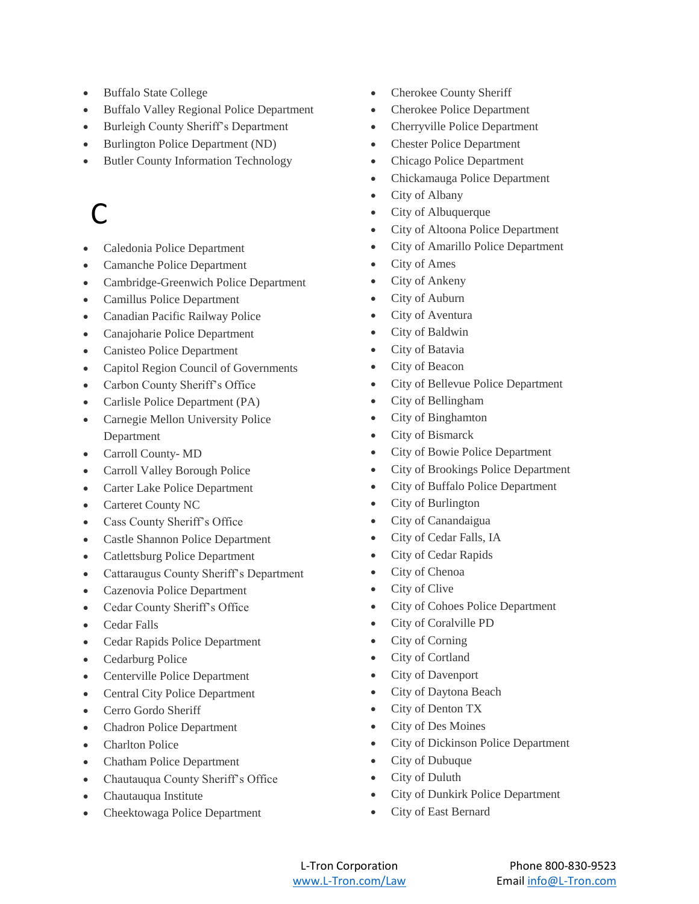- Buffalo State College
- Buffalo Valley Regional Police Department
- Burleigh County Sheriff's Department
- Burlington Police Department (ND)
- Butler County Information Technology

# C

- Caledonia Police Department
- Camanche Police Department
- Cambridge-Greenwich Police Department
- Camillus Police Department
- Canadian Pacific Railway Police
- Canajoharie Police Department
- Canisteo Police Department
- Capitol Region Council of Governments
- Carbon County Sheriff's Office
- Carlisle Police Department (PA)
- Carnegie Mellon University Police Department
- Carroll County- MD
- Carroll Valley Borough Police
- Carter Lake Police Department
- Carteret County NC
- Cass County Sheriff's Office
- Castle Shannon Police Department
- Catlettsburg Police Department
- Cattaraugus County Sheriff's Department
- Cazenovia Police Department
- Cedar County Sheriff's Office
- Cedar Falls
- Cedar Rapids Police Department
- Cedarburg Police
- Centerville Police Department
- Central City Police Department
- Cerro Gordo Sheriff
- Chadron Police Department
- Charlton Police
- Chatham Police Department
- Chautauqua County Sheriff's Office
- Chautauqua Institute
- Cheektowaga Police Department
- Cherokee County Sheriff
- Cherokee Police Department
- Cherryville Police Department
- Chester Police Department
- Chicago Police Department
- Chickamauga Police Department
- City of Albany
- City of Albuquerque
- City of Altoona Police Department
- City of Amarillo Police Department
- City of Ames
- City of Ankeny
- City of Auburn
- City of Aventura
- City of Baldwin
- City of Batavia
- City of Beacon
- City of Bellevue Police Department
- City of Bellingham
- City of Binghamton
- City of Bismarck
- City of Bowie Police Department
- City of Brookings Police Department
- City of Buffalo Police Department
- City of Burlington
- City of Canandaigua
- City of Cedar Falls, IA
- City of Cedar Rapids
- City of Chenoa
- City of Clive
- City of Cohoes Police Department
- City of Coralville PD
- City of Corning
- City of Cortland
- City of Davenport
- City of Daytona Beach
- City of Denton TX
- City of Des Moines
- City of Dickinson Police Department
- City of Dubuque
- City of Duluth
- City of Dunkirk Police Department
- City of East Bernard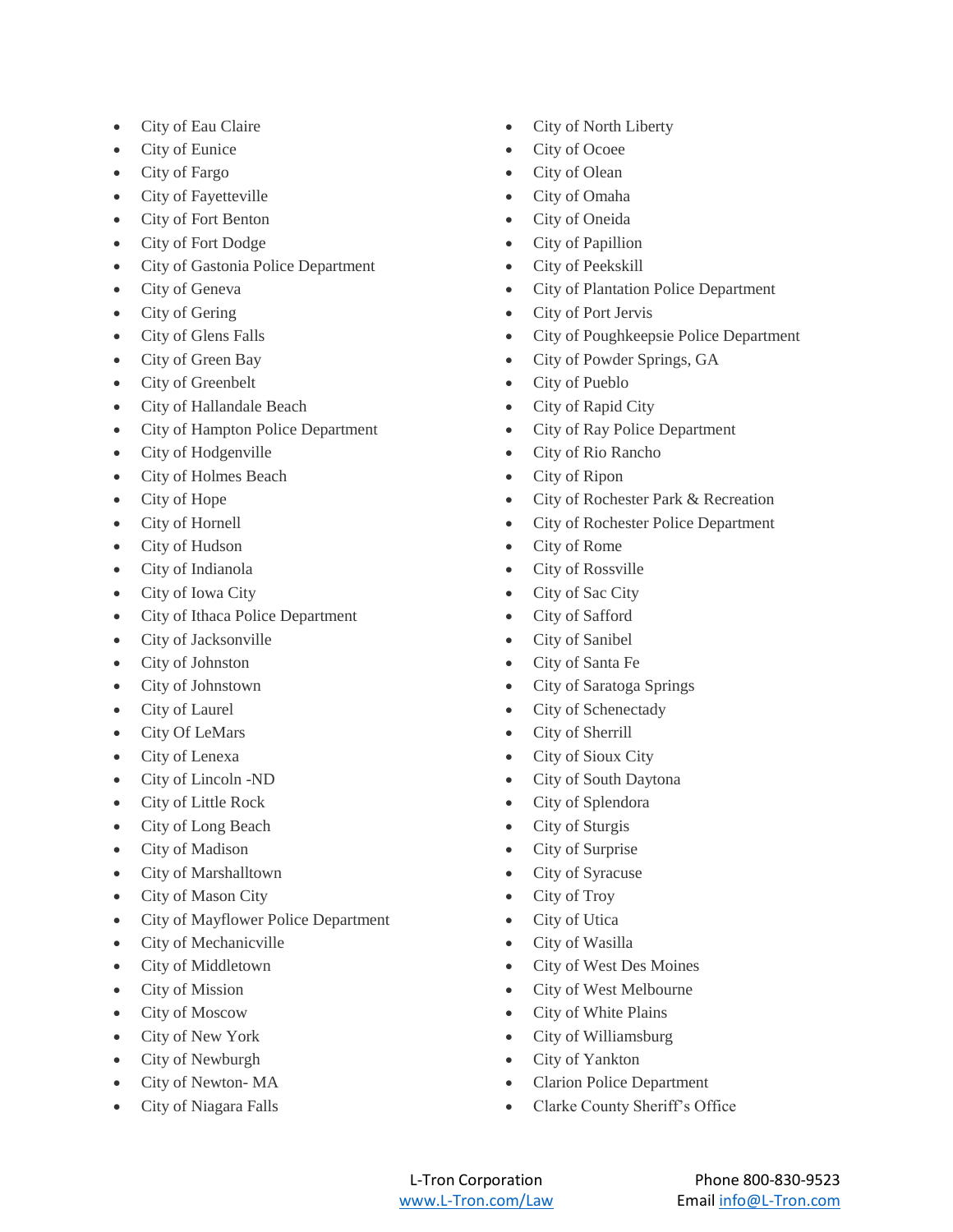- City of Eau Claire
- City of Eunice
- City of Fargo
- City of Fayetteville
- City of Fort Benton
- City of Fort Dodge
- City of Gastonia Police Department
- City of Geneva
- City of Gering
- City of Glens Falls
- City of Green Bay
- City of Greenbelt
- City of Hallandale Beach
- City of Hampton Police Department
- City of Hodgenville
- City of Holmes Beach
- City of Hope
- City of Hornell
- City of Hudson
- City of Indianola
- City of Iowa City
- City of Ithaca Police Department
- City of Jacksonville
- City of Johnston
- City of Johnstown
- City of Laurel
- City Of LeMars
- City of Lenexa
- City of Lincoln -ND
- City of Little Rock
- City of Long Beach
- City of Madison
- City of Marshalltown
- City of Mason City
- City of Mayflower Police Department
- City of Mechanicville
- City of Middletown
- City of Mission
- City of Moscow
- City of New York
- City of Newburgh
- City of Newton- MA
- City of Niagara Falls
- City of North Liberty
- City of Ocoee
- City of Olean
- City of Omaha
- City of Oneida
- City of Papillion
- City of Peekskill
- City of Plantation Police Department
- City of Port Jervis
- City of Poughkeepsie Police Department
- City of Powder Springs, GA
- City of Pueblo
- City of Rapid City
- City of Ray Police Department
- City of Rio Rancho
- City of Ripon
- City of Rochester Park & Recreation
- City of Rochester Police Department
- City of Rome
- City of Rossville
- City of Sac City
- City of Safford
- City of Sanibel
- City of Santa Fe
- City of Saratoga Springs
- City of Schenectady
- City of Sherrill
- City of Sioux City
- City of South Daytona
- City of Splendora
- City of Sturgis
- City of Surprise
- City of Syracuse
- City of Troy
- City of Utica
- City of Wasilla
- City of West Des Moines
- City of West Melbourne
- City of White Plains
- City of Williamsburg
- City of Yankton
- Clarion Police Department
- Clarke County Sheriff's Office

L-Tron Corporation
www.L-Tron.com/Law

Phone 800-830-9523
Email info@L-Tron.com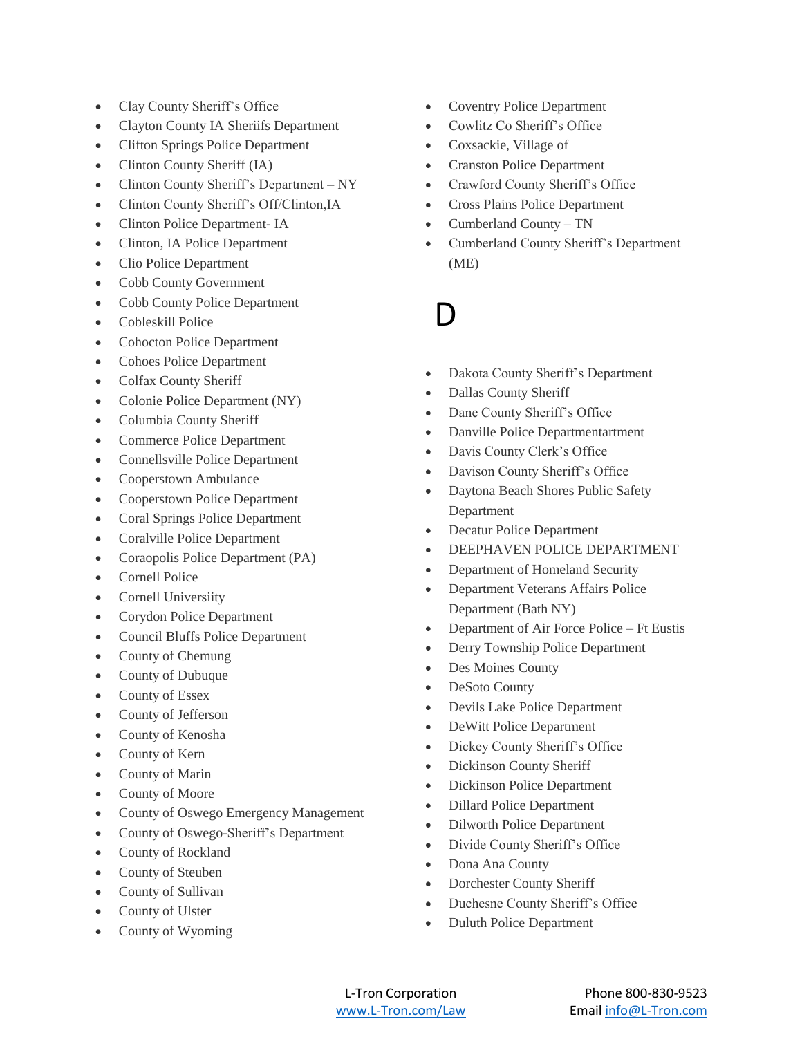- Clay County Sheriff's Office
- Clayton County IA Sheriifs Department
- Clifton Springs Police Department
- Clinton County Sheriff (IA)
- Clinton County Sheriff's Department – NY
- Clinton County Sheriff's Off/Clinton,IA
- Clinton Police Department- IA
- Clinton, IA Police Department
- Clio Police Department
- Cobb County Government
- Cobb County Police Department
- Cobleskill Police
- Cohocton Police Department
- Cohoes Police Department
- Colfax County Sheriff
- Colonie Police Department (NY)
- Columbia County Sheriff
- Commerce Police Department
- Connellsville Police Department
- Cooperstown Ambulance
- Cooperstown Police Department
- Coral Springs Police Department
- Coralville Police Department
- Coraopolis Police Department (PA)
- Cornell Police
- Cornell Universiity
- Corydon Police Department
- Council Bluffs Police Department
- County of Chemung
- County of Dubuque
- County of Essex
- County of Jefferson
- County of Kenosha
- County of Kern
- County of Marin
- County of Moore
- County of Oswego Emergency Management
- County of Oswego-Sheriff's Department
- County of Rockland
- County of Steuben
- County of Sullivan
- County of Ulster
- County of Wyoming
- Coventry Police Department
- Cowlitz Co Sheriff's Office
- Coxsackie, Village of
- Cranston Police Department
- Crawford County Sheriff's Office
- Cross Plains Police Department
- Cumberland County – TN
- Cumberland County Sheriff's Department (ME)

# D

- Dakota County Sheriff's Department
- Dallas County Sheriff
- Dane County Sheriff's Office
- Danville Police Departmentartment
- Davis County Clerk's Office
- Davison County Sheriff's Office
- Daytona Beach Shores Public Safety Department
- Decatur Police Department
- DEEPHAVEN POLICE DEPARTMENT
- Department of Homeland Security
- Department Veterans Affairs Police Department (Bath NY)
- Department of Air Force Police – Ft Eustis
- Derry Township Police Department
- Des Moines County
- DeSoto County
- Devils Lake Police Department
- DeWitt Police Department
- Dickey County Sheriff's Office
- Dickinson County Sheriff
- Dickinson Police Department
- Dillard Police Department
- Dilworth Police Department
- Divide County Sheriff's Office
- Dona Ana County
- Dorchester County Sheriff
- Duchesne County Sheriff's Office
- Duluth Police Department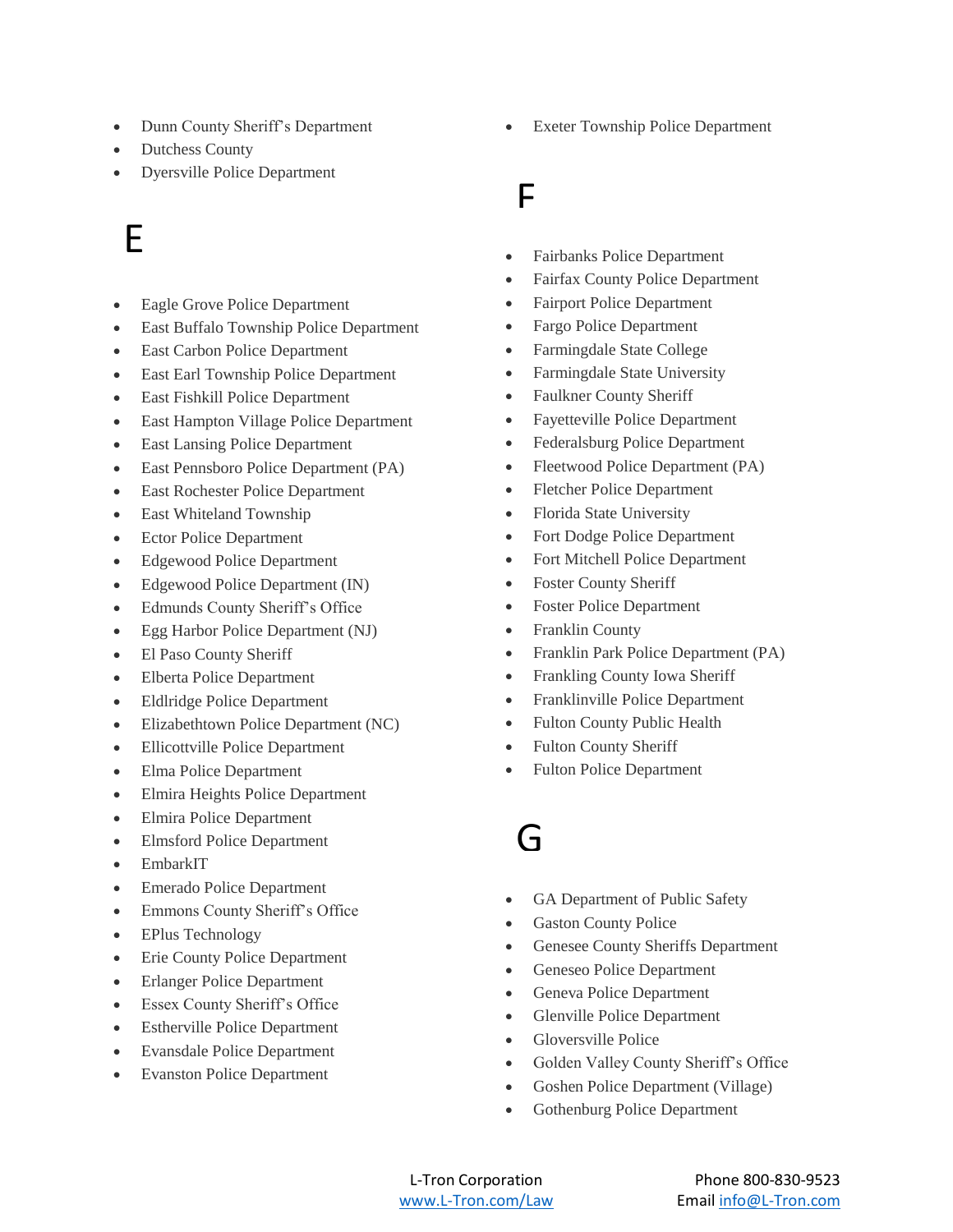- Dunn County Sheriff's Department
- Dutchess County
- Dyersville Police Department

# E

- Eagle Grove Police Department
- East Buffalo Township Police Department
- East Carbon Police Department
- East Earl Township Police Department
- East Fishkill Police Department
- East Hampton Village Police Department
- East Lansing Police Department
- East Pennsboro Police Department (PA)
- East Rochester Police Department
- East Whiteland Township
- Ector Police Department
- Edgewood Police Department
- Edgewood Police Department (IN)
- Edmunds County Sheriff's Office
- Egg Harbor Police Department (NJ)
- El Paso County Sheriff
- Elberta Police Department
- Eldlridge Police Department
- Elizabethtown Police Department (NC)
- Ellicottville Police Department
- Elma Police Department
- Elmira Heights Police Department
- Elmira Police Department
- Elmsford Police Department
- EmbarkIT
- Emerado Police Department
- Emmons County Sheriff's Office
- EPlus Technology
- Erie County Police Department
- Erlanger Police Department
- Essex County Sheriff's Office
- Estherville Police Department
- Evansdale Police Department
- Evanston Police Department
- Exeter Township Police Department

# F

- Fairbanks Police Department
- Fairfax County Police Department
- Fairport Police Department
- Fargo Police Department
- Farmingdale State College
- Farmingdale State University
- Faulkner County Sheriff
- Fayetteville Police Department
- Federalsburg Police Department
- Fleetwood Police Department (PA)
- Fletcher Police Department
- Florida State University
- Fort Dodge Police Department
- Fort Mitchell Police Department
- Foster County Sheriff
- Foster Police Department
- Franklin County
- Franklin Park Police Department (PA)
- Frankling County Iowa Sheriff
- Franklinville Police Department
- Fulton County Public Health
- Fulton County Sheriff
- Fulton Police Department

# G

- GA Department of Public Safety
- Gaston County Police
- Genesee County Sheriffs Department
- Geneseo Police Department
- Geneva Police Department
- Glenville Police Department
- Gloversville Police
- Golden Valley County Sheriff's Office
- Goshen Police Department (Village)
- Gothenburg Police Department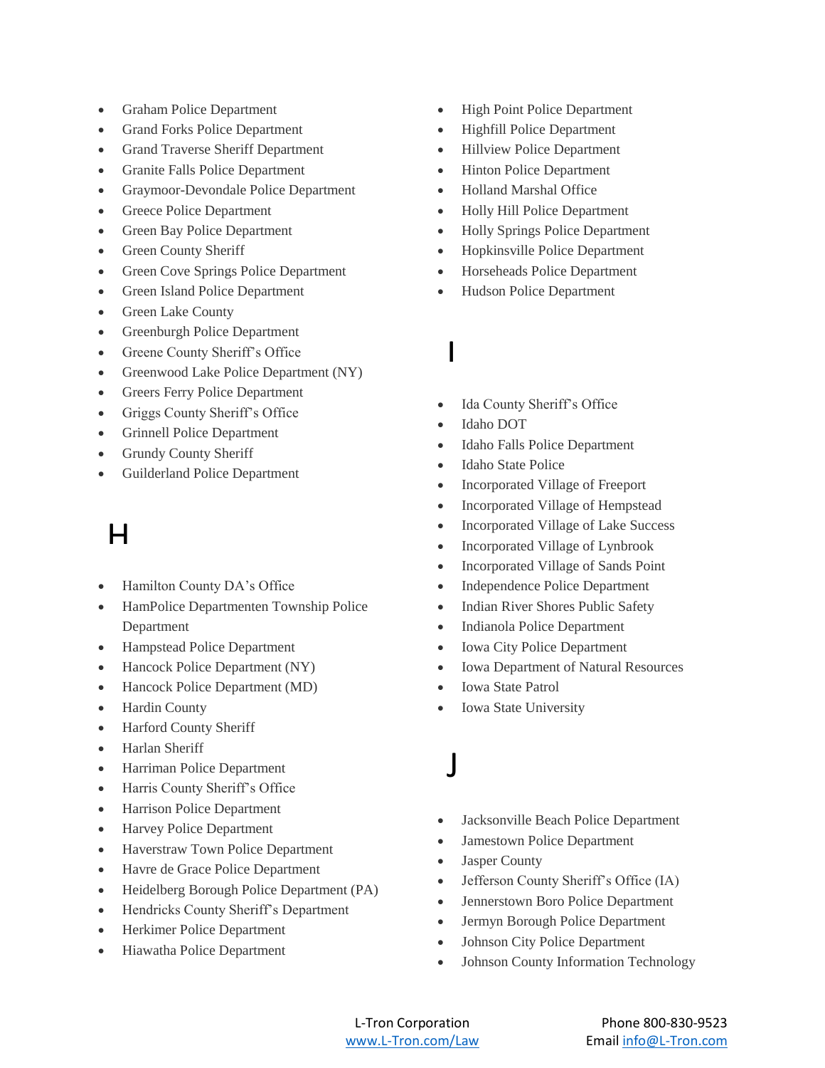- Graham Police Department
- Grand Forks Police Department
- Grand Traverse Sheriff Department
- Granite Falls Police Department
- Graymoor-Devondale Police Department
- Greece Police Department
- Green Bay Police Department
- Green County Sheriff
- Green Cove Springs Police Department
- Green Island Police Department
- Green Lake County
- Greenburgh Police Department
- Greene County Sheriff's Office
- Greenwood Lake Police Department (NY)
- Greers Ferry Police Department
- Griggs County Sheriff's Office
- Grinnell Police Department
- Grundy County Sheriff
- Guilderland Police Department

# H

- Hamilton County DA's Office
- HamPolice Departmenten Township Police Department
- Hampstead Police Department
- Hancock Police Department (NY)
- Hancock Police Department (MD)
- Hardin County
- Harford County Sheriff
- Harlan Sheriff
- Harriman Police Department
- Harris County Sheriff's Office
- Harrison Police Department
- Harvey Police Department
- Haverstraw Town Police Department
- Havre de Grace Police Department
- Heidelberg Borough Police Department (PA)
- Hendricks County Sheriff's Department
- Herkimer Police Department
- Hiawatha Police Department
- High Point Police Department
- Highfill Police Department
- Hillview Police Department
- Hinton Police Department
- Holland Marshal Office
- Holly Hill Police Department
- Holly Springs Police Department
- Hopkinsville Police Department
- Horseheads Police Department
- Hudson Police Department

# I

- Ida County Sheriff's Office
- Idaho DOT
- Idaho Falls Police Department
- Idaho State Police
- Incorporated Village of Freeport
- Incorporated Village of Hempstead
- Incorporated Village of Lake Success
- Incorporated Village of Lynbrook
- Incorporated Village of Sands Point
- Independence Police Department
- Indian River Shores Public Safety
- Indianola Police Department
- Iowa City Police Department
- Iowa Department of Natural Resources
- Iowa State Patrol
- Iowa State University

# J

- Jacksonville Beach Police Department
- Jamestown Police Department
- Jasper County
- Jefferson County Sheriff's Office (IA)
- Jennerstown Boro Police Department
- Jermyn Borough Police Department
- Johnson City Police Department
- Johnson County Information Technology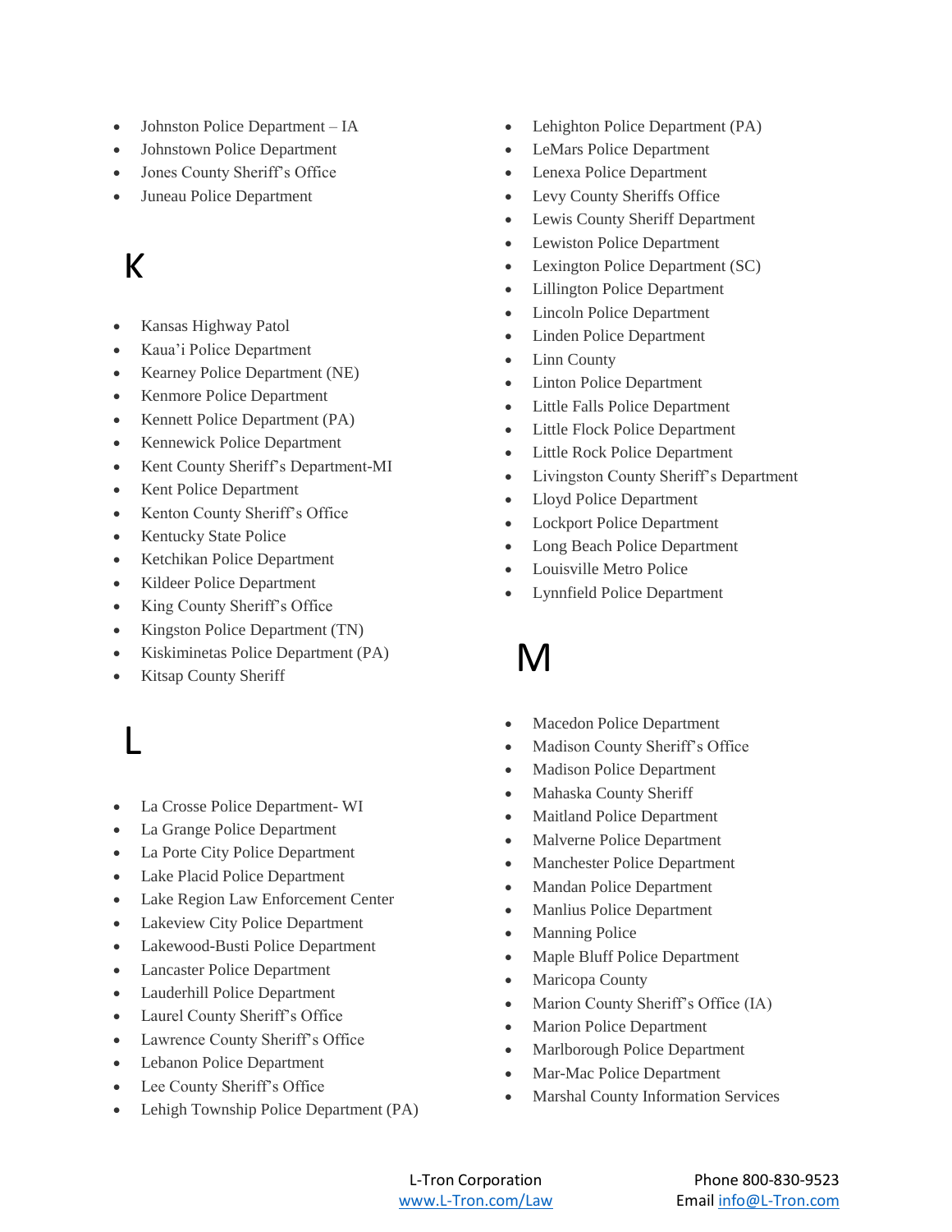- Johnston Police Department – IA
- Johnstown Police Department
- Jones County Sheriff's Office
- Juneau Police Department

## K

- Kansas Highway Patol
- Kaua'i Police Department
- Kearney Police Department (NE)
- Kenmore Police Department
- Kennett Police Department (PA)
- Kennewick Police Department
- Kent County Sheriff's Department-MI
- Kent Police Department
- Kenton County Sheriff's Office
- Kentucky State Police
- Ketchikan Police Department
- Kildeer Police Department
- King County Sheriff's Office
- Kingston Police Department (TN)
- Kiskiminetas Police Department (PA)
- Kitsap County Sheriff

## L

- La Crosse Police Department- WI
- La Grange Police Department
- La Porte City Police Department
- Lake Placid Police Department
- Lake Region Law Enforcement Center
- Lakeview City Police Department
- Lakewood-Busti Police Department
- Lancaster Police Department
- Lauderhill Police Department
- Laurel County Sheriff's Office
- Lawrence County Sheriff's Office
- Lebanon Police Department
- Lee County Sheriff's Office
- Lehigh Township Police Department (PA)
- Lehighton Police Department (PA)
- LeMars Police Department
- Lenexa Police Department
- Levy County Sheriffs Office
- Lewis County Sheriff Department
- Lewiston Police Department
- Lexington Police Department (SC)
- Lillington Police Department
- Lincoln Police Department
- Linden Police Department
- Linn County
- Linton Police Department
- Little Falls Police Department
- Little Flock Police Department
- Little Rock Police Department
- Livingston County Sheriff's Department
- Lloyd Police Department
- Lockport Police Department
- Long Beach Police Department
- Louisville Metro Police
- Lynnfield Police Department

## M

- Macedon Police Department
- Madison County Sheriff's Office
- Madison Police Department
- Mahaska County Sheriff
- Maitland Police Department
- Malverne Police Department
- Manchester Police Department
- Mandan Police Department
- Manlius Police Department
- Manning Police
- Maple Bluff Police Department
- Maricopa County
- Marion County Sheriff's Office (IA)
- Marion Police Department
- Marlborough Police Department
- Mar-Mac Police Department
- Marshal County Information Services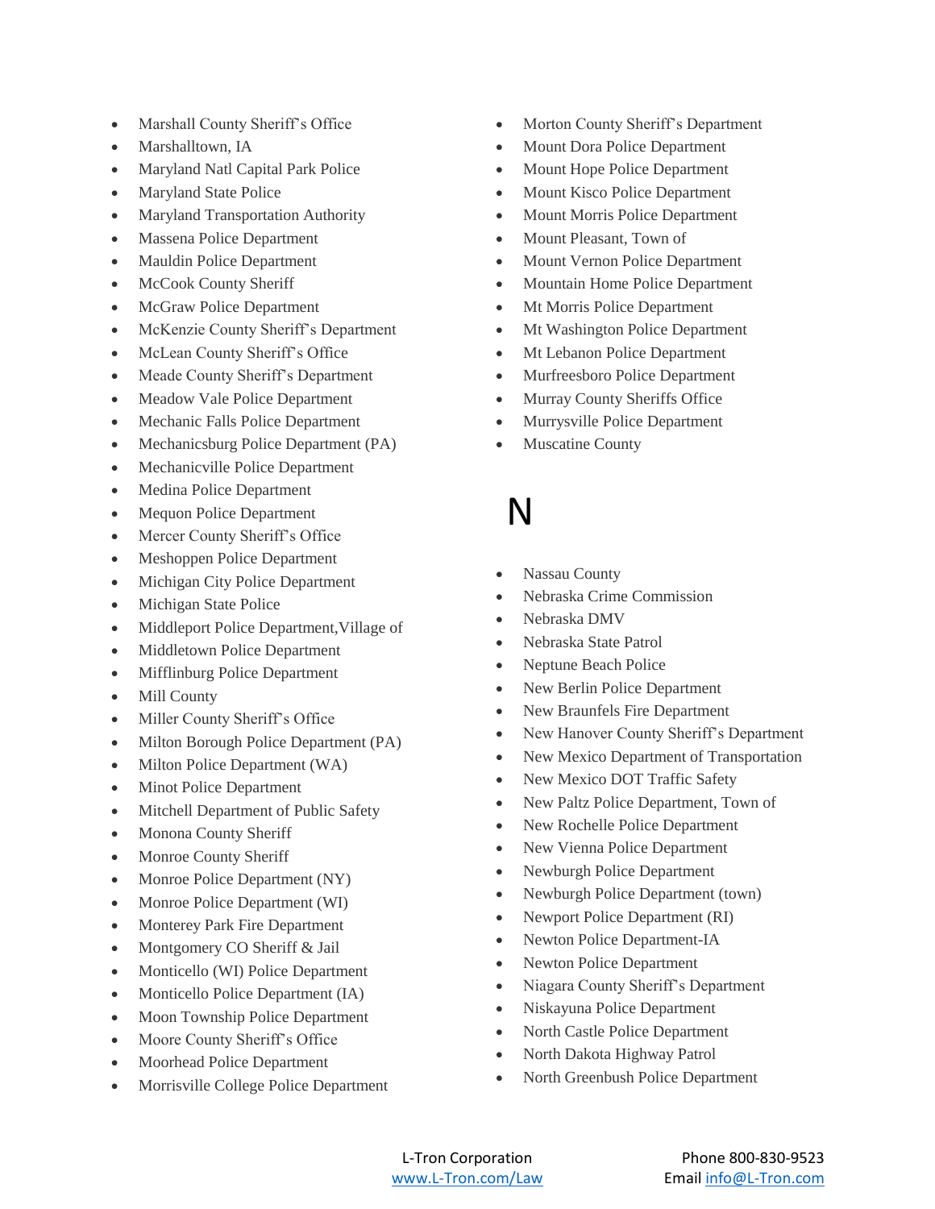- Marshall County Sheriff's Office
- Marshalltown, IA
- Maryland Natl Capital Park Police
- Maryland State Police
- Maryland Transportation Authority
- Massena Police Department
- Mauldin Police Department
- McCook County Sheriff
- McGraw Police Department
- McKenzie County Sheriff's Department
- McLean County Sheriff's Office
- Meade County Sheriff's Department
- Meadow Vale Police Department
- Mechanic Falls Police Department
- Mechanicsburg Police Department (PA)
- Mechanicville Police Department
- Medina Police Department
- Mequon Police Department
- Mercer County Sheriff's Office
- Meshoppen Police Department
- Michigan City Police Department
- Michigan State Police
- Middleport Police Department,Village of
- Middletown Police Department
- Mifflinburg Police Department
- Mill County
- Miller County Sheriff's Office
- Milton Borough Police Department (PA)
- Milton Police Department (WA)
- Minot Police Department
- Mitchell Department of Public Safety
- Monona County Sheriff
- Monroe County Sheriff
- Monroe Police Department (NY)
- Monroe Police Department (WI)
- Monterey Park Fire Department
- Montgomery CO Sheriff & Jail
- Monticello (WI) Police Department
- Monticello Police Department (IA)
- Moon Township Police Department
- Moore County Sheriff's Office
- Moorhead Police Department
- Morrisville College Police Department
- Morton County Sheriff's Department
- Mount Dora Police Department
- Mount Hope Police Department
- Mount Kisco Police Department
- Mount Morris Police Department
- Mount Pleasant, Town of
- Mount Vernon Police Department
- Mountain Home Police Department
- Mt Morris Police Department
- Mt Washington Police Department
- Mt Lebanon Police Department
- Murfreesboro Police Department
- Murray County Sheriffs Office
- Murrysville Police Department
- Muscatine County

# N

- Nassau County
- Nebraska Crime Commission
- Nebraska DMV
- Nebraska State Patrol
- Neptune Beach Police
- New Berlin Police Department
- New Braunfels Fire Department
- New Hanover County Sheriff's Department
- New Mexico Department of Transportation
- New Mexico DOT Traffic Safety
- New Paltz Police Department, Town of
- New Rochelle Police Department
- New Vienna Police Department
- Newburgh Police Department
- Newburgh Police Department (town)
- Newport Police Department (RI)
- Newton Police Department-IA
- Newton Police Department
- Niagara County Sheriff's Department
- Niskayuna Police Department
- North Castle Police Department
- North Dakota Highway Patrol
- North Greenbush Police Department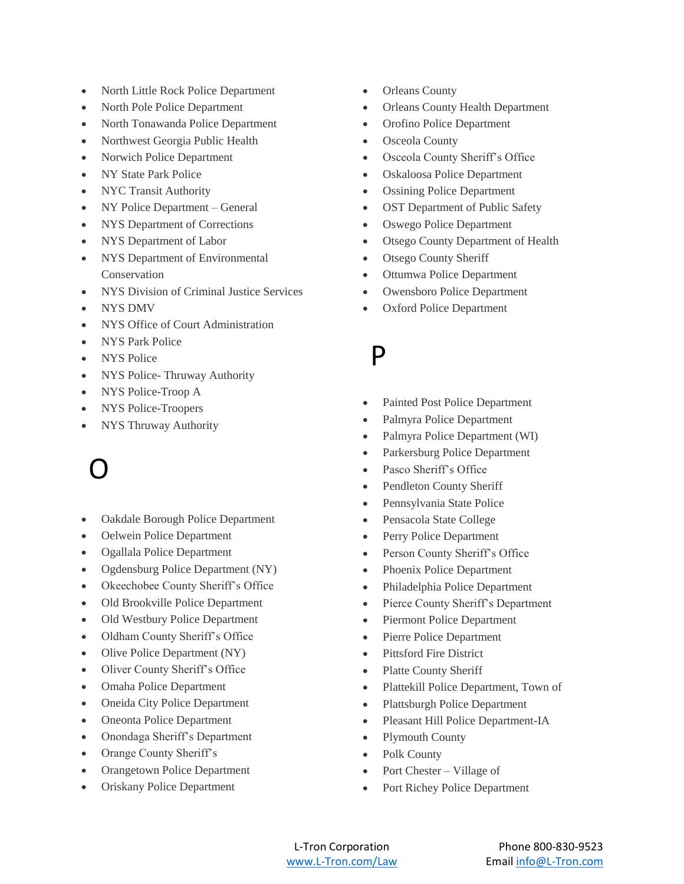- North Little Rock Police Department
- North Pole Police Department
- North Tonawanda Police Department
- Northwest Georgia Public Health
- Norwich Police Department
- NY State Park Police
- NYC Transit Authority
- NY Police Department – General
- NYS Department of Corrections
- NYS Department of Labor
- NYS Department of Environmental Conservation
- NYS Division of Criminal Justice Services
- NYS DMV
- NYS Office of Court Administration
- NYS Park Police
- NYS Police
- NYS Police- Thruway Authority
- NYS Police-Troop A
- NYS Police-Troopers
- NYS Thruway Authority

# O

- Oakdale Borough Police Department
- Oelwein Police Department
- Ogallala Police Department
- Ogdensburg Police Department (NY)
- Okeechobee County Sheriff's Office
- Old Brookville Police Department
- Old Westbury Police Department
- Oldham County Sheriff's Office
- Olive Police Department (NY)
- Oliver County Sheriff's Office
- Omaha Police Department
- Oneida City Police Department
- Oneonta Police Department
- Onondaga Sheriff's Department
- Orange County Sheriff's
- Orangetown Police Department
- Oriskany Police Department
- Orleans County
- Orleans County Health Department
- Orofino Police Department
- Osceola County
- Osceola County Sheriff's Office
- Oskaloosa Police Department
- Ossining Police Department
- OST Department of Public Safety
- Oswego Police Department
- Otsego County Department of Health
- Otsego County Sheriff
- Ottumwa Police Department
- Owensboro Police Department
- Oxford Police Department

# P

- Painted Post Police Department
- Palmyra Police Department
- Palmyra Police Department (WI)
- Parkersburg Police Department
- Pasco Sheriff's Office
- Pendleton County Sheriff
- Pennsylvania State Police
- Pensacola State College
- Perry Police Department
- Person County Sheriff's Office
- Phoenix Police Department
- Philadelphia Police Department
- Pierce County Sheriff's Department
- Piermont Police Department
- Pierre Police Department
- Pittsford Fire District
- Platte County Sheriff
- Plattekill Police Department, Town of
- Plattsburgh Police Department
- Pleasant Hill Police Department-IA
- Plymouth County
- Polk County
- Port Chester – Village of
- Port Richey Police Department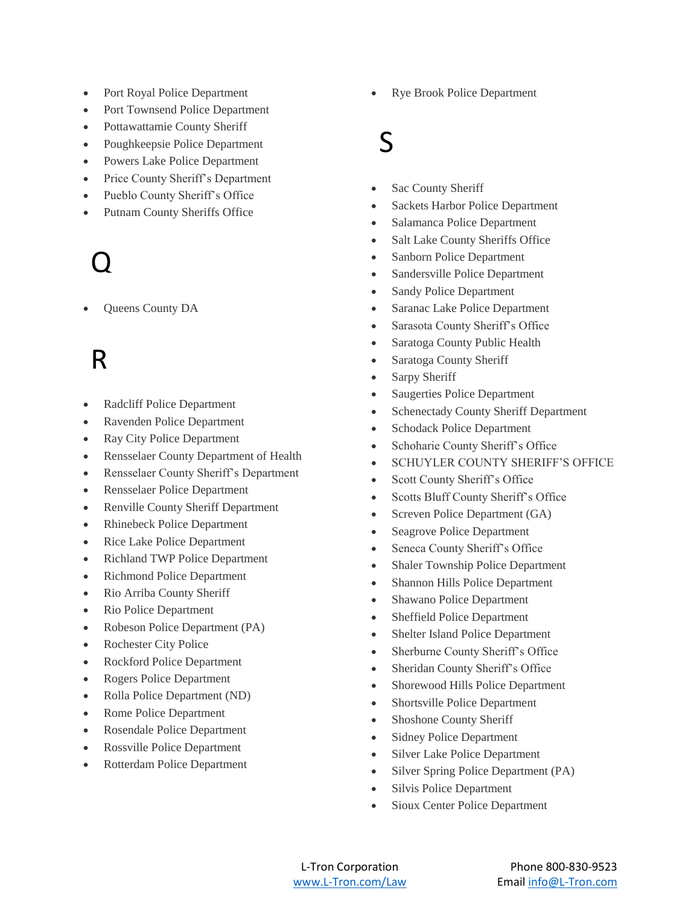- Port Royal Police Department
- Port Townsend Police Department
- Pottawattamie County Sheriff
- Poughkeepsie Police Department
- Powers Lake Police Department
- Price County Sheriff's Department
- Pueblo County Sheriff's Office
- Putnam County Sheriffs Office

# Q

- Queens County DA

# R

- Radcliff Police Department
- Ravenden Police Department
- Ray City Police Department
- Rensselaer County Department of Health
- Rensselaer County Sheriff's Department
- Rensselaer Police Department
- Renville County Sheriff Department
- Rhinebeck Police Department
- Rice Lake Police Department
- Richland TWP Police Department
- Richmond Police Department
- Rio Arriba County Sheriff
- Rio Police Department
- Robeson Police Department (PA)
- Rochester City Police
- Rockford Police Department
- Rogers Police Department
- Rolla Police Department (ND)
- Rome Police Department
- Rosendale Police Department
- Rossville Police Department
- Rotterdam Police Department
- Rye Brook Police Department

# S

- Sac County Sheriff
- Sackets Harbor Police Department
- Salamanca Police Department
- Salt Lake County Sheriffs Office
- Sanborn Police Department
- Sandersville Police Department
- Sandy Police Department
- Saranac Lake Police Department
- Sarasota County Sheriff's Office
- Saratoga County Public Health
- Saratoga County Sheriff
- Sarpy Sheriff
- Saugerties Police Department
- Schenectady County Sheriff Department
- Schodack Police Department
- Schoharie County Sheriff's Office
- SCHUYLER COUNTY SHERIFF'S OFFICE
- Scott County Sheriff's Office
- Scotts Bluff County Sheriff's Office
- Screven Police Department (GA)
- Seagrove Police Department
- Seneca County Sheriff's Office
- Shaler Township Police Department
- Shannon Hills Police Department
- Shawano Police Department
- Sheffield Police Department
- Shelter Island Police Department
- Sherburne County Sheriff's Office
- Sheridan County Sheriff's Office
- Shorewood Hills Police Department
- Shortsville Police Department
- Shoshone County Sheriff
- Sidney Police Department
- Silver Lake Police Department
- Silver Spring Police Department (PA)
- Silvis Police Department
- Sioux Center Police Department

L-Tron Corporation
www.L-Tron.com/Law

Phone 800-830-9523
Email info@L-Tron.com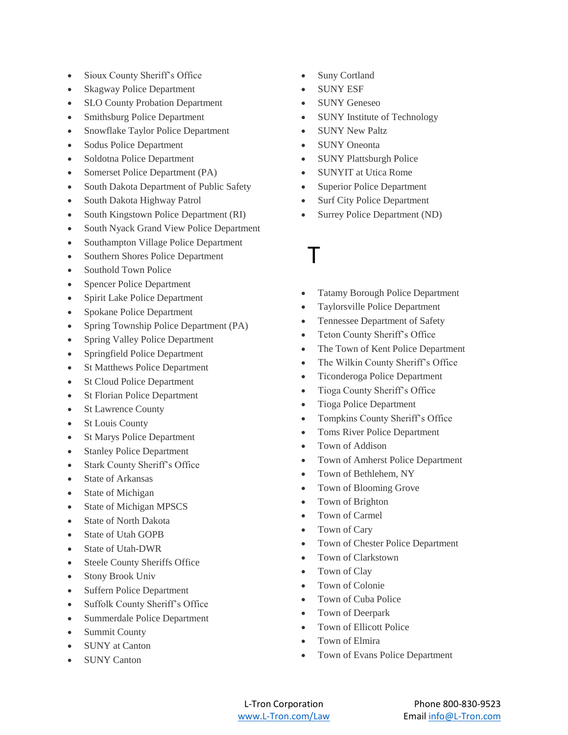- Sioux County Sheriff's Office
- Skagway Police Department
- SLO County Probation Department
- Smithsburg Police Department
- Snowflake Taylor Police Department
- Sodus Police Department
- Soldotna Police Department
- Somerset Police Department (PA)
- South Dakota Department of Public Safety
- South Dakota Highway Patrol
- South Kingstown Police Department (RI)
- South Nyack Grand View Police Department
- Southampton Village Police Department
- Southern Shores Police Department
- Southold Town Police
- Spencer Police Department
- Spirit Lake Police Department
- Spokane Police Department
- Spring Township Police Department (PA)
- Spring Valley Police Department
- Springfield Police Department
- St Matthews Police Department
- St Cloud Police Department
- St Florian Police Department
- St Lawrence County
- St Louis County
- St Marys Police Department
- Stanley Police Department
- Stark County Sheriff's Office
- State of Arkansas
- State of Michigan
- State of Michigan MPSCS
- State of North Dakota
- State of Utah GOPB
- State of Utah-DWR
- Steele County Sheriffs Office
- Stony Brook Univ
- Suffern Police Department
- Suffolk County Sheriff's Office
- Summerdale Police Department
- Summit County
- SUNY at Canton
- SUNY Canton
- Suny Cortland
- SUNY ESF
- SUNY Geneseo
- SUNY Institute of Technology
- SUNY New Paltz
- SUNY Oneonta
- SUNY Plattsburgh Police
- SUNYIT at Utica Rome
- Superior Police Department
- Surf City Police Department
- Surrey Police Department (ND)

# T

- Tatamy Borough Police Department
- Taylorsville Police Department
- Tennessee Department of Safety
- Teton County Sheriff's Office
- The Town of Kent Police Department
- The Wilkin County Sheriff's Office
- Ticonderoga Police Department
- Tioga County Sheriff's Office
- Tioga Police Department
- Tompkins County Sheriff's Office
- Toms River Police Department
- Town of Addison
- Town of Amherst Police Department
- Town of Bethlehem, NY
- Town of Blooming Grove
- Town of Brighton
- Town of Carmel
- Town of Cary
- Town of Chester Police Department
- Town of Clarkstown
- Town of Clay
- Town of Colonie
- Town of Cuba Police
- Town of Deerpark
- Town of Ellicott Police
- Town of Elmira
- Town of Evans Police Department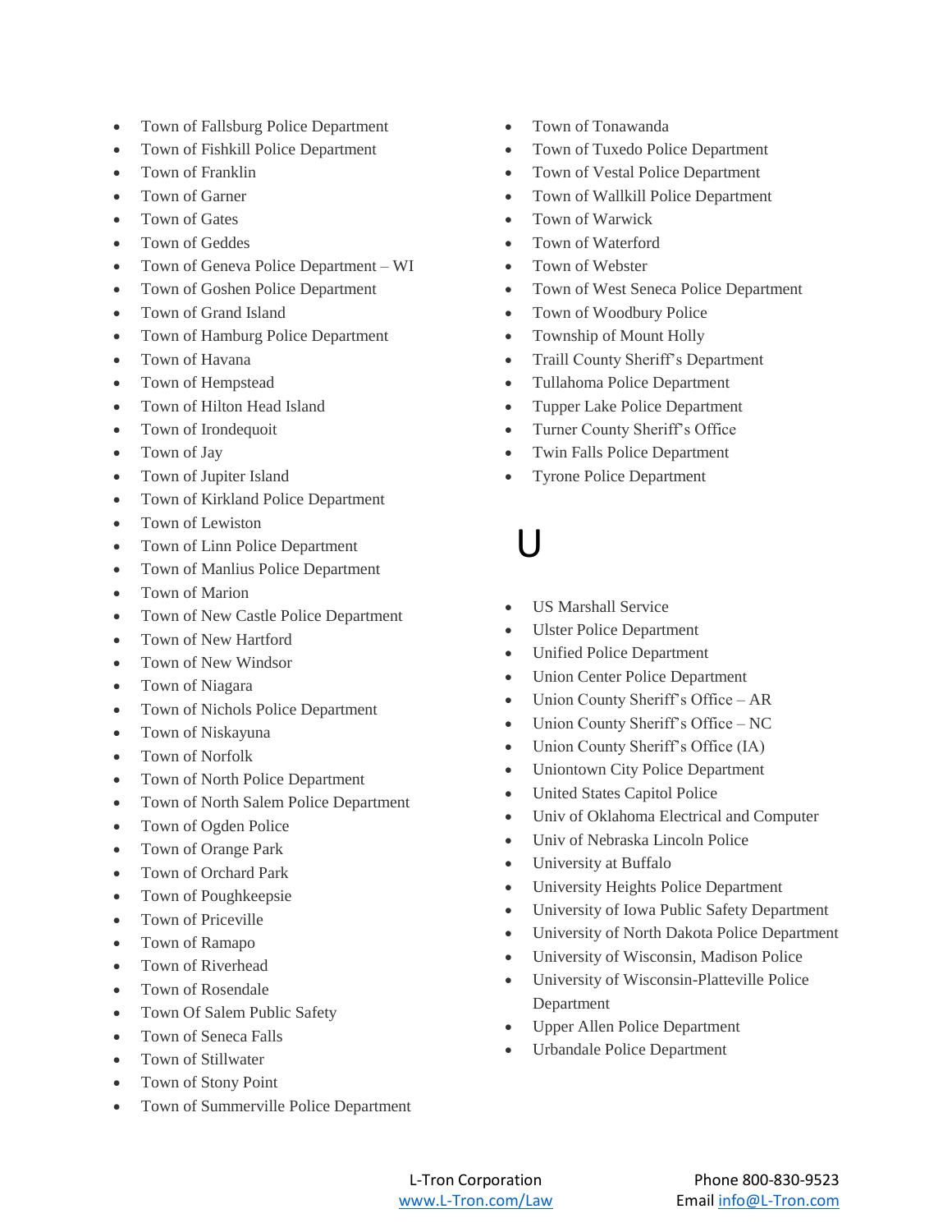- Town of Fallsburg Police Department
- Town of Fishkill Police Department
- Town of Franklin
- Town of Garner
- Town of Gates
- Town of Geddes
- Town of Geneva Police Department – WI
- Town of Goshen Police Department
- Town of Grand Island
- Town of Hamburg Police Department
- Town of Havana
- Town of Hempstead
- Town of Hilton Head Island
- Town of Irondequoit
- Town of Jay
- Town of Jupiter Island
- Town of Kirkland Police Department
- Town of Lewiston
- Town of Linn Police Department
- Town of Manlius Police Department
- Town of Marion
- Town of New Castle Police Department
- Town of New Hartford
- Town of New Windsor
- Town of Niagara
- Town of Nichols Police Department
- Town of Niskayuna
- Town of Norfolk
- Town of North Police Department
- Town of North Salem Police Department
- Town of Ogden Police
- Town of Orange Park
- Town of Orchard Park
- Town of Poughkeepsie
- Town of Priceville
- Town of Ramapo
- Town of Riverhead
- Town of Rosendale
- Town Of Salem Public Safety
- Town of Seneca Falls
- Town of Stillwater
- Town of Stony Point
- Town of Summerville Police Department
- Town of Tonawanda
- Town of Tuxedo Police Department
- Town of Vestal Police Department
- Town of Wallkill Police Department
- Town of Warwick
- Town of Waterford
- Town of Webster
- Town of West Seneca Police Department
- Town of Woodbury Police
- Township of Mount Holly
- Traill County Sheriff's Department
- Tullahoma Police Department
- Tupper Lake Police Department
- Turner County Sheriff's Office
- Twin Falls Police Department
- Tyrone Police Department

# U

- US Marshall Service
- Ulster Police Department
- Unified Police Department
- Union Center Police Department
- Union County Sheriff's Office – AR
- Union County Sheriff's Office – NC
- Union County Sheriff's Office (IA)
- Uniontown City Police Department
- United States Capitol Police
- Univ of Oklahoma Electrical and Computer
- Univ of Nebraska Lincoln Police
- University at Buffalo
- University Heights Police Department
- University of Iowa Public Safety Department
- University of North Dakota Police Department
- University of Wisconsin, Madison Police
- University of Wisconsin-Platteville Police Department
- Upper Allen Police Department
- Urbandale Police Department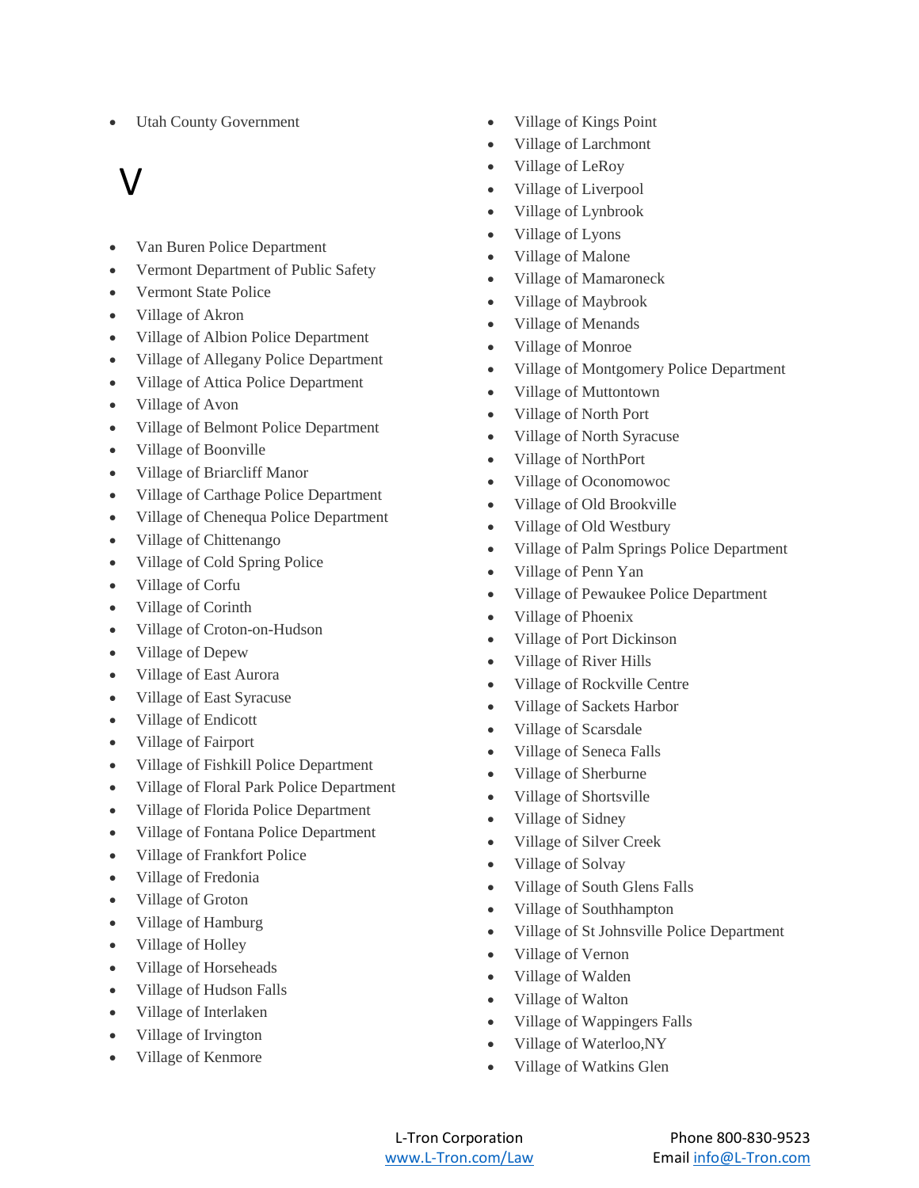- Utah County Government

# V

- Van Buren Police Department
- Vermont Department of Public Safety
- Vermont State Police
- Village of Akron
- Village of Albion Police Department
- Village of Allegany Police Department
- Village of Attica Police Department
- Village of Avon
- Village of Belmont Police Department
- Village of Boonville
- Village of Briarcliff Manor
- Village of Carthage Police Department
- Village of Chenequa Police Department
- Village of Chittenango
- Village of Cold Spring Police
- Village of Corfu
- Village of Corinth
- Village of Croton-on-Hudson
- Village of Depew
- Village of East Aurora
- Village of East Syracuse
- Village of Endicott
- Village of Fairport
- Village of Fishkill Police Department
- Village of Floral Park Police Department
- Village of Florida Police Department
- Village of Fontana Police Department
- Village of Frankfort Police
- Village of Fredonia
- Village of Groton
- Village of Hamburg
- Village of Holley
- Village of Horseheads
- Village of Hudson Falls
- Village of Interlaken
- Village of Irvington
- Village of Kenmore
- Village of Kings Point
- Village of Larchmont
- Village of LeRoy
- Village of Liverpool
- Village of Lynbrook
- Village of Lyons
- Village of Malone
- Village of Mamaroneck
- Village of Maybrook
- Village of Menands
- Village of Monroe
- Village of Montgomery Police Department
- Village of Muttontown
- Village of North Port
- Village of North Syracuse
- Village of NorthPort
- Village of Oconomowoc
- Village of Old Brookville
- Village of Old Westbury
- Village of Palm Springs Police Department
- Village of Penn Yan
- Village of Pewaukee Police Department
- Village of Phoenix
- Village of Port Dickinson
- Village of River Hills
- Village of Rockville Centre
- Village of Sackets Harbor
- Village of Scarsdale
- Village of Seneca Falls
- Village of Sherburne
- Village of Shortsville
- Village of Sidney
- Village of Silver Creek
- Village of Solvay
- Village of South Glens Falls
- Village of Southhampton
- Village of St Johnsville Police Department
- Village of Vernon
- Village of Walden
- Village of Walton
- Village of Wappingers Falls
- Village of Waterloo,NY
- Village of Watkins Glen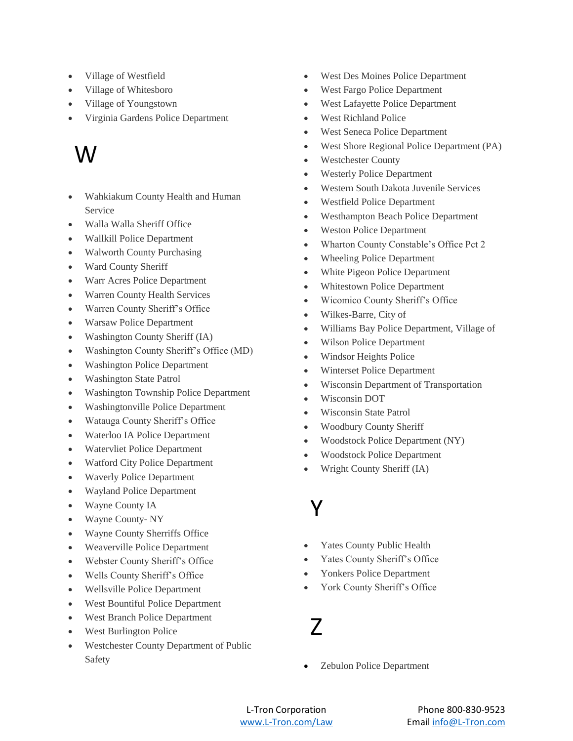- Village of Westfield
- Village of Whitesboro
- Village of Youngstown
- Virginia Gardens Police Department

# W

- Wahkiakum County Health and Human Service
- Walla Walla Sheriff Office
- Wallkill Police Department
- Walworth County Purchasing
- Ward County Sheriff
- Warr Acres Police Department
- Warren County Health Services
- Warren County Sheriff's Office
- Warsaw Police Department
- Washington County Sheriff (IA)
- Washington County Sheriff's Office (MD)
- Washington Police Department
- Washington State Patrol
- Washington Township Police Department
- Washingtonville Police Department
- Watauga County Sheriff's Office
- Waterloo IA Police Department
- Watervliet Police Department
- Watford City Police Department
- Waverly Police Department
- Wayland Police Department
- Wayne County IA
- Wayne County- NY
- Wayne County Sherriffs Office
- Weaverville Police Department
- Webster County Sheriff's Office
- Wells County Sheriff's Office
- Wellsville Police Department
- West Bountiful Police Department
- West Branch Police Department
- West Burlington Police
- Westchester County Department of Public Safety
- West Des Moines Police Department
- West Fargo Police Department
- West Lafayette Police Department
- West Richland Police
- West Seneca Police Department
- West Shore Regional Police Department (PA)
- Westchester County
- Westerly Police Department
- Western South Dakota Juvenile Services
- Westfield Police Department
- Westhampton Beach Police Department
- Weston Police Department
- Wharton County Constable's Office Pct 2
- Wheeling Police Department
- White Pigeon Police Department
- Whitestown Police Department
- Wicomico County Sheriff's Office
- Wilkes-Barre, City of
- Williams Bay Police Department, Village of
- Wilson Police Department
- Windsor Heights Police
- Winterset Police Department
- Wisconsin Department of Transportation
- Wisconsin DOT
- Wisconsin State Patrol
- Woodbury County Sheriff
- Woodstock Police Department (NY)
- Woodstock Police Department
- Wright County Sheriff (IA)

# Y

- Yates County Public Health
- Yates County Sheriff's Office
- Yonkers Police Department
- York County Sheriff's Office

# Z

- Zebulon Police Department